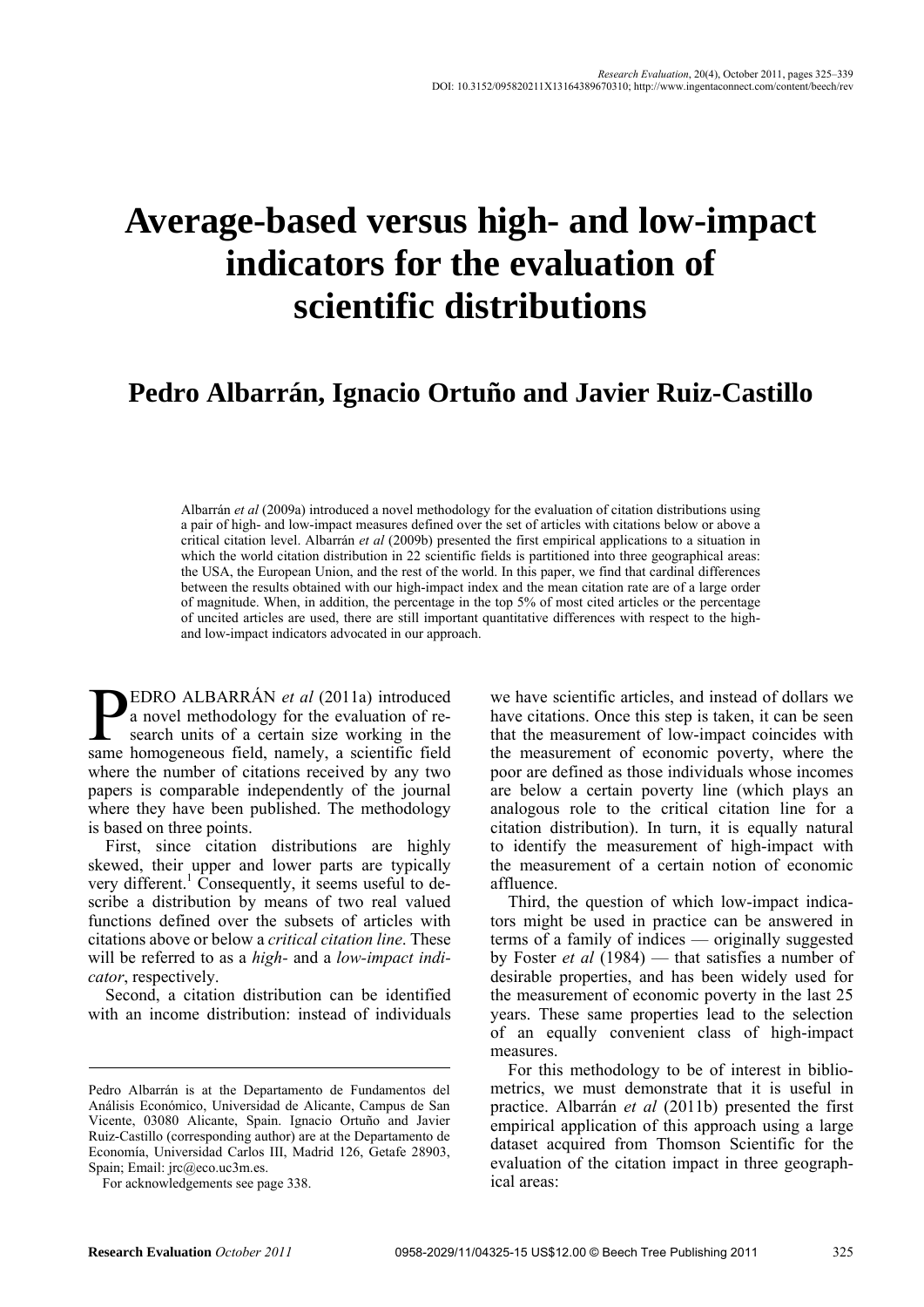// Title
# Average-based versus high- and low-impact indicators for the evaluation of scientific distributions

**Pedro Albarrán, Ignacio Ortuño and Javier Ruiz-Castillo**

Albarrán *et al* (2009a) introduced a novel methodology for the evaluation of citation distributions using a pair of high- and low-impact measures defined over the set of articles with citations below or above a critical citation level. Albarrán *et al* (2009b) presented the first empirical applications to a situation in which the world citation distribution in 22 scientific fields is partitioned into three geographical areas: the USA, the European Union, and the rest of the world. In this paper, we find that cardinal differences between the results obtained with our high-impact index and the mean citation rate are of a large order of magnitude. When, in addition, the percentage in the top 5% of most cited articles or the percentage of uncited articles are used, there are still important quantitative differences with respect to the high- and low-impact indicators advocated in our approach.

PEDRO ALBARRÁN *et al* (2011a) introduced a novel methodology for the evaluation of research units of a certain size working in the same homogeneous field, namely, a scientific field where the number of citations received by any two papers is comparable independently of the journal where they have been published. The methodology is based on three points.

First, since citation distributions are highly skewed, their upper and lower parts are typically very different.[1] Consequently, it seems useful to describe a distribution by means of two real valued functions defined over the subsets of articles with citations above or below a *critical citation line*. These will be referred to as a *high-* and a *low-impact indicator*, respectively.

Second, a citation distribution can be identified with an income distribution: instead of individuals we have scientific articles, and instead of dollars we have citations. Once this step is taken, it can be seen that the measurement of low-impact coincides with the measurement of economic poverty, where the poor are defined as those individuals whose incomes are below a certain poverty line (which plays an analogous role to the critical citation line for a citation distribution). In turn, it is equally natural to identify the measurement of high-impact with the measurement of a certain notion of economic affluence.

Third, the question of which low-impact indicators might be used in practice can be answered in terms of a family of indices — originally suggested by Foster *et al* (1984) — that satisfies a number of desirable properties, and has been widely used for the measurement of economic poverty in the last 25 years. These same properties lead to the selection of an equally convenient class of high-impact measures.

For this methodology to be of interest in bibliometrics, we must demonstrate that it is useful in practice. Albarrán *et al* (2011b) presented the first empirical application of this approach using a large dataset acquired from Thomson Scientific for the evaluation of the citation impact in three geographical areas:

Pedro Albarrán is at the Departamento de Fundamentos del Análisis Económico, Universidad de Alicante, Campus de San Vicente, 03080 Alicante, Spain. Ignacio Ortuño and Javier Ruiz-Castillo (corresponding author) are at the Departamento de Economía, Universidad Carlos III, Madrid 126, Getafe 28903, Spain; Email: jrc@eco.uc3m.es.

For acknowledgements see page 338.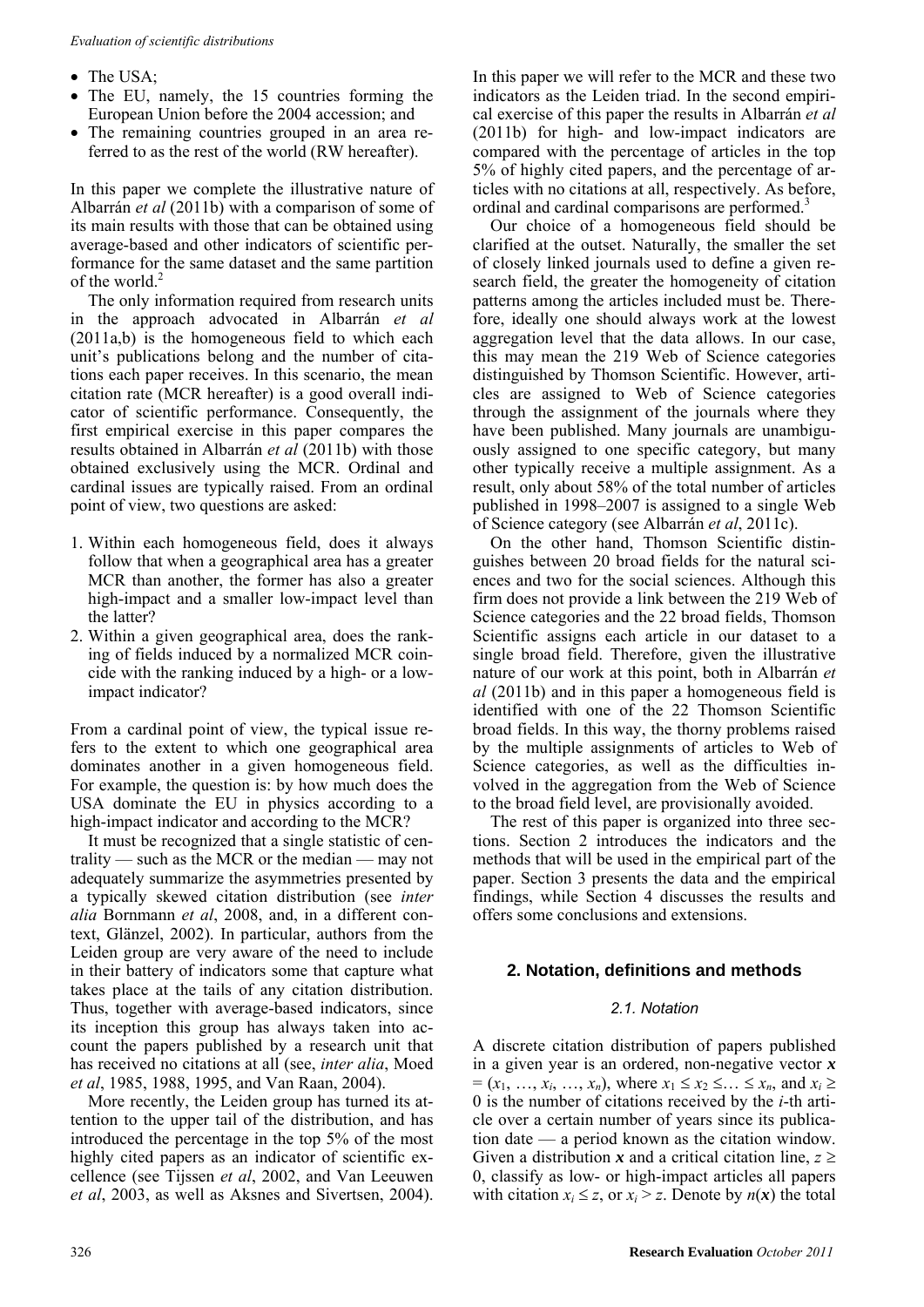- The USA;
- The EU, namely, the 15 countries forming the European Union before the 2004 accession; and
- The remaining countries grouped in an area referred to as the rest of the world (RW hereafter).

In this paper we complete the illustrative nature of Albarrán *et al* (2011b) with a comparison of some of its main results with those that can be obtained using average-based and other indicators of scientific performance for the same dataset and the same partition of the world.[2]

The only information required from research units in the approach advocated in Albarrán *et al* (2011a,b) is the homogeneous field to which each unit's publications belong and the number of citations each paper receives. In this scenario, the mean citation rate (MCR hereafter) is a good overall indicator of scientific performance. Consequently, the first empirical exercise in this paper compares the results obtained in Albarrán *et al* (2011b) with those obtained exclusively using the MCR. Ordinal and cardinal issues are typically raised. From an ordinal point of view, two questions are asked:

1. Within each homogeneous field, does it always follow that when a geographical area has a greater MCR than another, the former has also a greater high-impact and a smaller low-impact level than the latter?
2. Within a given geographical area, does the ranking of fields induced by a normalized MCR coincide with the ranking induced by a high- or a low-impact indicator?

From a cardinal point of view, the typical issue refers to the extent to which one geographical area dominates another in a given homogeneous field. For example, the question is: by how much does the USA dominate the EU in physics according to a high-impact indicator and according to the MCR?

It must be recognized that a single statistic of centrality — such as the MCR or the median — may not adequately summarize the asymmetries presented by a typically skewed citation distribution (see *inter alia* Bornmann *et al*, 2008, and, in a different context, Glänzel, 2002). In particular, authors from the Leiden group are very aware of the need to include in their battery of indicators some that capture what takes place at the tails of any citation distribution. Thus, together with average-based indicators, since its inception this group has always taken into account the papers published by a research unit that has received no citations at all (see, *inter alia*, Moed *et al*, 1985, 1988, 1995, and Van Raan, 2004).

More recently, the Leiden group has turned its attention to the upper tail of the distribution, and has introduced the percentage in the top 5% of the most highly cited papers as an indicator of scientific excellence (see Tijssen *et al*, 2002, and Van Leeuwen *et al*, 2003, as well as Aksnes and Sivertsen, 2004). In this paper we will refer to the MCR and these two indicators as the Leiden triad. In the second empirical exercise of this paper the results in Albarrán *et al* (2011b) for high- and low-impact indicators are compared with the percentage of articles in the top 5% of highly cited papers, and the percentage of articles with no citations at all, respectively. As before, ordinal and cardinal comparisons are performed.[3]

Our choice of a homogeneous field should be clarified at the outset. Naturally, the smaller the set of closely linked journals used to define a given research field, the greater the homogeneity of citation patterns among the articles included must be. Therefore, ideally one should always work at the lowest aggregation level that the data allows. In our case, this may mean the 219 Web of Science categories distinguished by Thomson Scientific. However, articles are assigned to Web of Science categories through the assignment of the journals where they have been published. Many journals are unambiguously assigned to one specific category, but many other typically receive a multiple assignment. As a result, only about 58% of the total number of articles published in 1998–2007 is assigned to a single Web of Science category (see Albarrán *et al*, 2011c).

On the other hand, Thomson Scientific distinguishes between 20 broad fields for the natural sciences and two for the social sciences. Although this firm does not provide a link between the 219 Web of Science categories and the 22 broad fields, Thomson Scientific assigns each article in our dataset to a single broad field. Therefore, given the illustrative nature of our work at this point, both in Albarrán *et al* (2011b) and in this paper a homogeneous field is identified with one of the 22 Thomson Scientific broad fields. In this way, the thorny problems raised by the multiple assignments of articles to Web of Science categories, as well as the difficulties involved in the aggregation from the Web of Science to the broad field level, are provisionally avoided.

The rest of this paper is organized into three sections. Section 2 introduces the indicators and the methods that will be used in the empirical part of the paper. Section 3 presents the data and the empirical findings, while Section 4 discusses the results and offers some conclusions and extensions.

## 2. Notation, definitions and methods

### 2.1. Notation

A discrete citation distribution of papers published in a given year is an ordered, non-negative vector $\boldsymbol{x} = (x_1, \ldots, x_i, \ldots, x_n)$, where $x_1 \leq x_2 \leq \ldots \leq x_n$, and $x_i \geq 0$ is the number of citations received by the $i$-th article over a certain number of years since its publication date — a period known as the citation window. Given a distribution $\boldsymbol{x}$ and a critical citation line, $z \geq 0$, classify as low- or high-impact articles all papers with citation $x_i \leq z$, or $x_i > z$. Denote by $n(\boldsymbol{x})$ the total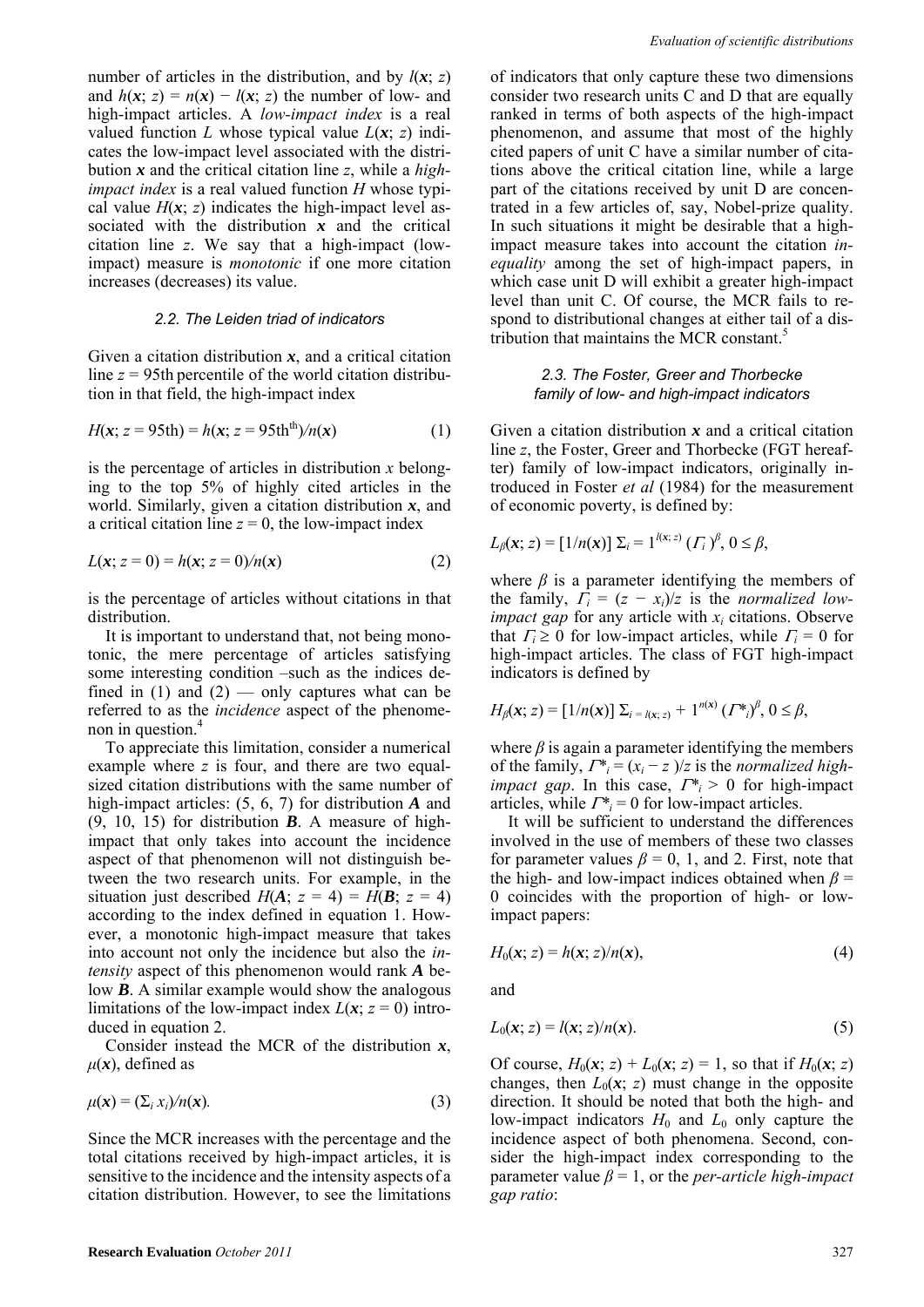number of articles in the distribution, and by $l(\boldsymbol{x}; z)$ and $h(\boldsymbol{x}; z) = n(\boldsymbol{x}) - l(\boldsymbol{x}; z)$ the number of low- and high-impact articles. A *low-impact index* is a real valued function $L$ whose typical value $L(\boldsymbol{x}; z)$ indicates the low-impact level associated with the distribution $\boldsymbol{x}$ and the critical citation line $z$, while a *high-impact index* is a real valued function $H$ whose typical value $H(\boldsymbol{x}; z)$ indicates the high-impact level associated with the distribution $\boldsymbol{x}$ and the critical citation line $z$. We say that a high-impact (low-impact) measure is *monotonic* if one more citation increases (decreases) its value.

### 2.2. The Leiden triad of indicators

Given a citation distribution $\boldsymbol{x}$, and a critical citation line $z$ = 95th percentile of the world citation distribution in that field, the high-impact index

$$H(\boldsymbol{x}; z = 95\text{th}) = h(\boldsymbol{x}; z = 95\text{th}^{\text{th}})/n(\boldsymbol{x}) \tag{1}$$

is the percentage of articles in distribution $x$ belonging to the top 5% of highly cited articles in the world. Similarly, given a citation distribution $\boldsymbol{x}$, and a critical citation line $z = 0$, the low-impact index

$$L(\boldsymbol{x}; z = 0) = h(\boldsymbol{x}; z = 0)/n(\boldsymbol{x}) \tag{2}$$

is the percentage of articles without citations in that distribution.

It is important to understand that, not being monotonic, the mere percentage of articles satisfying some interesting condition –such as the indices defined in (1) and (2) — only captures what can be referred to as the *incidence* aspect of the phenomenon in question.[4]

To appreciate this limitation, consider a numerical example where $z$ is four, and there are two equal-sized citation distributions with the same number of high-impact articles: (5, 6, 7) for distribution $\boldsymbol{A}$ and (9, 10, 15) for distribution $\boldsymbol{B}$. A measure of high-impact that only takes into account the incidence aspect of that phenomenon will not distinguish between the two research units. For example, in the situation just described $H(\boldsymbol{A}; z = 4) = H(\boldsymbol{B}; z = 4)$ according to the index defined in equation 1. However, a monotonic high-impact measure that takes into account not only the incidence but also the *intensity* aspect of this phenomenon would rank $\boldsymbol{A}$ below $\boldsymbol{B}$. A similar example would show the analogous limitations of the low-impact index $L(\boldsymbol{x}; z = 0)$ introduced in equation 2.

Consider instead the MCR of the distribution $\boldsymbol{x}$, $\mu(\boldsymbol{x})$, defined as

$$\mu(\boldsymbol{x}) = (\Sigma_i\, x_i)/n(\boldsymbol{x}). \tag{3}$$

Since the MCR increases with the percentage and the total citations received by high-impact articles, it is sensitive to the incidence and the intensity aspects of a citation distribution. However, to see the limitations of indicators that only capture these two dimensions consider two research units C and D that are equally ranked in terms of both aspects of the high-impact phenomenon, and assume that most of the highly cited papers of unit C have a similar number of citations above the critical citation line, while a large part of the citations received by unit D are concentrated in a few articles of, say, Nobel-prize quality. In such situations it might be desirable that a high-impact measure takes into account the citation *inequality* among the set of high-impact papers, in which case unit D will exhibit a greater high-impact level than unit C. Of course, the MCR fails to respond to distributional changes at either tail of a distribution that maintains the MCR constant.[5]

### 2.3. The Foster, Greer and Thorbecke family of low- and high-impact indicators

Given a citation distribution $\boldsymbol{x}$ and a critical citation line $z$, the Foster, Greer and Thorbecke (FGT hereafter) family of low-impact indicators, originally introduced in Foster *et al* (1984) for the measurement of economic poverty, is defined by:

$$L_\beta(\boldsymbol{x}; z) = [1/n(\boldsymbol{x})]\, \Sigma_{i\,=\,1}^{l(\boldsymbol{x};\, z)}\, (\Gamma_i)^\beta,\ 0 \le \beta,$$

where $\beta$ is a parameter identifying the members of the family, $\Gamma_i = (z - x_i)/z$ is the *normalized low-impact gap* for any article with $x_i$ citations. Observe that $\Gamma_i \ge 0$ for low-impact articles, while $\Gamma_i = 0$ for high-impact articles. The class of FGT high-impact indicators is defined by

$$H_\beta(\boldsymbol{x}; z) = [1/n(\boldsymbol{x})]\, \Sigma_{i\,=\,l(\boldsymbol{x};\, z)\,+\,1}^{n(\boldsymbol{x})}\, (\Gamma^*_i)^\beta,\ 0 \le \beta,$$

where $\beta$ is again a parameter identifying the members of the family, $\Gamma^*_i = (x_i - z)/z$ is the *normalized high-impact gap*. In this case, $\Gamma^*_i > 0$ for high-impact articles, while $\Gamma^*_i = 0$ for low-impact articles.

It will be sufficient to understand the differences involved in the use of members of these two classes for parameter values $\beta = 0$, 1, and 2. First, note that the high- and low-impact indices obtained when $\beta = 0$ coincides with the proportion of high- or low-impact papers:

$$H_0(\boldsymbol{x}; z) = h(\boldsymbol{x}; z)/n(\boldsymbol{x}), \tag{4}$$

and

$$L_0(\boldsymbol{x}; z) = l(\boldsymbol{x}; z)/n(\boldsymbol{x}). \tag{5}$$

Of course, $H_0(\boldsymbol{x}; z) + L_0(\boldsymbol{x}; z) = 1$, so that if $H_0(\boldsymbol{x}; z)$ changes, then $L_0(\boldsymbol{x}; z)$ must change in the opposite direction. It should be noted that both the high- and low-impact indicators $H_0$ and $L_0$ only capture the incidence aspect of both phenomena. Second, consider the high-impact index corresponding to the parameter value $\beta = 1$, or the *per-article high-impact gap ratio*: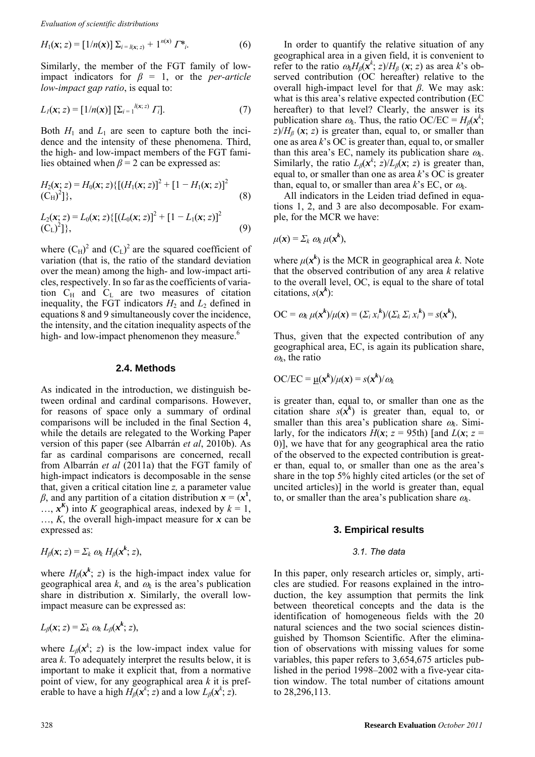$$H_1(\boldsymbol{x}; z) = [1/n(\boldsymbol{x})]\ \Sigma_{i = l(\boldsymbol{x};\, z)} + 1^{n(\boldsymbol{x})}\ \Gamma^*_i. \tag{6}$$

Similarly, the member of the FGT family of low-impact indicators for $\beta = 1$, or the *per-article low-impact gap ratio*, is equal to:

$$L_1(\boldsymbol{x}; z) = [1/n(\boldsymbol{x})]\ [\Sigma_{i = 1}{}^{l(\boldsymbol{x};\, z)}\ \Gamma_i]. \tag{7}$$

Both $H_1$ and $L_1$ are seen to capture both the incidence and the intensity of these phenomena. Third, the high- and low-impact members of the FGT families obtained when $\beta = 2$ can be expressed as:

$$H_2(\boldsymbol{x}; z) = H_0(\boldsymbol{x}; z)\{[(H_1(\boldsymbol{x}; z)]^2 + [1 - H_1(\boldsymbol{x}; z)]^2 (C_H)^2]\}, \tag{8}$$

$$L_2(\boldsymbol{x}; z) = L_0(\boldsymbol{x}; z)\{[(L_0(\boldsymbol{x}; z)]^2 + [1 - L_1(\boldsymbol{x}; z)]^2 (C_L)^2]\}, \tag{9}$$

where $(C_H)^2$ and $(C_L)^2$ are the squared coefficient of variation (that is, the ratio of the standard deviation over the mean) among the high- and low-impact articles, respectively. In so far as the coefficients of variation $C_H$ and $C_L$ are two measures of citation inequality, the FGT indicators $H_2$ and $L_2$ defined in equations 8 and 9 simultaneously cover the incidence, the intensity, and the citation inequality aspects of the high- and low-impact phenomenon they measure.[6]

### 2.4. Methods

As indicated in the introduction, we distinguish between ordinal and cardinal comparisons. However, for reasons of space only a summary of ordinal comparisons will be included in the final Section 4, while the details are relegated to the Working Paper version of this paper (see Albarrán *et al*, 2010b). As far as cardinal comparisons are concerned, recall from Albarrán *et al* (2011a) that the FGT family of high-impact indicators is decomposable in the sense that, given a critical citation line $z$, a parameter value $\beta$, and any partition of a citation distribution $\boldsymbol{x} = (\boldsymbol{x}^1, \ldots, \boldsymbol{x}^K)$ into $K$ geographical areas, indexed by $k = 1, \ldots, K$, the overall high-impact measure for $\boldsymbol{x}$ can be expressed as:

$$H_\beta(\boldsymbol{x}; z) = \Sigma_k\ \omega_k\ H_\beta(\boldsymbol{x}^k; z),$$

where $H_\beta(\boldsymbol{x}^k; z)$ is the high-impact index value for geographical area $k$, and $\omega_k$ is the area's publication share in distribution $\boldsymbol{x}$. Similarly, the overall low-impact measure can be expressed as:

$$L_\beta(\boldsymbol{x}; z) = \Sigma_k\ \omega_k\ L_\beta(\boldsymbol{x}^k; z),$$

where $L_\beta(\boldsymbol{x}^k; z)$ is the low-impact index value for area $k$. To adequately interpret the results below, it is important to make it explicit that, from a normative point of view, for any geographical area $k$ it is preferable to have a high $H_\beta(\boldsymbol{x}^k; z)$ and a low $L_\beta(\boldsymbol{x}^k; z)$.

In order to quantify the relative situation of any geographical area in a given field, it is convenient to refer to the ratio $\omega_k H_\beta(\boldsymbol{x}^k; z)/H_\beta(\boldsymbol{x}; z)$ as area $k$'s observed contribution (OC hereafter) relative to the overall high-impact level for that $\beta$. We may ask: what is this area's relative expected contribution (EC hereafter) to that level? Clearly, the answer is its publication share $\omega_k$. Thus, the ratio OC/EC = $H_\beta(\boldsymbol{x}^k; z)/H_\beta(\boldsymbol{x}; z)$ is greater than, equal to, or smaller than one as area $k$'s OC is greater than, equal to, or smaller than this area's EC, namely its publication share $\omega_k$. Similarly, the ratio $L_\beta(\boldsymbol{x}^k; z)/L_\beta(\boldsymbol{x}; z)$ is greater than, equal to, or smaller than one as area $k$'s OC is greater than, equal to, or smaller than area $k$'s EC, or $\omega_k$.

All indicators in the Leiden triad defined in equations 1, 2, and 3 are also decomposable. For example, for the MCR we have:

$$\mu(\boldsymbol{x}) = \Sigma_k\ \omega_k\ \mu(\boldsymbol{x}^k),$$

where $\mu(\boldsymbol{x}^k)$ is the MCR in geographical area $k$. Note that the observed contribution of any area $k$ relative to the overall level, OC, is equal to the share of total citations, $s(\boldsymbol{x}^k)$:

$$\text{OC} = \omega_k\ \mu(\boldsymbol{x}^k)/\mu(\boldsymbol{x}) = (\Sigma_i\ x_i^k)/(\Sigma_k\ \Sigma_i\ x_i^k) = s(\boldsymbol{x}^k),$$

Thus, given that the expected contribution of any geographical area, EC, is again its publication share, $\omega_k$, the ratio

$$\text{OC/EC} = \mu(\boldsymbol{x}^k)/\mu(\boldsymbol{x}) = s(\boldsymbol{x}^k)/\omega_k$$

is greater than, equal to, or smaller than one as the citation share $s(\boldsymbol{x}^k)$ is greater than, equal to, or smaller than this area's publication share $\omega_k$. Similarly, for the indicators $H(\boldsymbol{x}; z = 95\text{th})$ [and $L(\boldsymbol{x}; z = 0)$], we have that for any geographical area the ratio of the observed to the expected contribution is greater than, equal to, or smaller than one as the area's share in the top 5% highly cited articles (or the set of uncited articles)] in the world is greater than, equal to, or smaller than the area's publication share $\omega_k$.

## 3. Empirical results

### *3.1. The data*

In this paper, only research articles or, simply, articles are studied. For reasons explained in the introduction, the key assumption that permits the link between theoretical concepts and the data is the identification of homogeneous fields with the 20 natural sciences and the two social sciences distinguished by Thomson Scientific. After the elimination of observations with missing values for some variables, this paper refers to 3,654,675 articles published in the period 1998–2002 with a five-year citation window. The total number of citations amount to 28,296,113.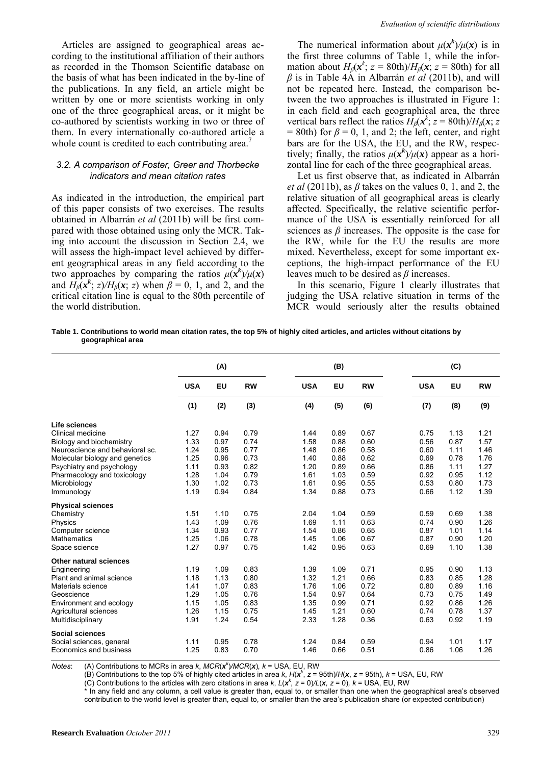Articles are assigned to geographical areas according to the institutional affiliation of their authors as recorded in the Thomson Scientific database on the basis of what has been indicated in the by-line of the publications. In any field, an article might be written by one or more scientists working in only one of the three geographical areas, or it might be co-authored by scientists working in two or three of them. In every internationally co-authored article a whole count is credited to each contributing area.[7]

### 3.2. A comparison of Foster, Greer and Thorbecke indicators and mean citation rates

As indicated in the introduction, the empirical part of this paper consists of two exercises. The results obtained in Albarrán *et al* (2011b) will be first compared with those obtained using only the MCR. Taking into account the discussion in Section 2.4, we will assess the high-impact level achieved by different geographical areas in any field according to the two approaches by comparing the ratios $\mu(\boldsymbol{x}^k)/\mu(\boldsymbol{x})$ and $H_\beta(\boldsymbol{x}^k; z)/H_\beta(\boldsymbol{x}; z)$ when $\beta = 0$, 1, and 2, and the critical citation line is equal to the 80th percentile of the world distribution.

The numerical information about $\mu(\boldsymbol{x}^k)/\mu(\boldsymbol{x})$ is in the first three columns of Table 1, while the information about $H_\beta(\boldsymbol{x}^k; z = 80\text{th})/H_\beta(\boldsymbol{x}; z = 80\text{th})$ for all $\beta$ is in Table 4A in Albarrán *et al* (2011b), and will not be repeated here. Instead, the comparison between the two approaches is illustrated in Figure 1: in each field and each geographical area, the three vertical bars reflect the ratios $H_\beta(\boldsymbol{x}^k; z = 80\text{th})/H_\beta(\boldsymbol{x}; z = 80\text{th})$ for $\beta = 0$, 1, and 2; the left, center, and right bars are for the USA, the EU, and the RW, respectively; finally, the ratios $\mu(\boldsymbol{x}^k)/\mu(\boldsymbol{x})$ appear as a horizontal line for each of the three geographical areas.

Let us first observe that, as indicated in Albarrán *et al* (2011b), as $\beta$ takes on the values 0, 1, and 2, the relative situation of all geographical areas is clearly affected. Specifically, the relative scientific performance of the USA is essentially reinforced for all sciences as $\beta$ increases. The opposite is the case for the RW, while for the EU the results are more mixed. Nevertheless, except for some important exceptions, the high-impact performance of the EU leaves much to be desired as $\beta$ increases.

In this scenario, Figure 1 clearly illustrates that judging the USA relative situation in terms of the MCR would seriously alter the results obtained

**Table 1. Contributions to world mean citation rates, the top 5% of highly cited articles, and articles without citations by geographical area**

| | (A) | | | (B) | | | (C) | | |
|---|---|---|---|---|---|---|---|---|---|
| | **USA** | **EU** | **RW** | **USA** | **EU** | **RW** | **USA** | **EU** | **RW** |
| | **(1)** | **(2)** | **(3)** | **(4)** | **(5)** | **(6)** | **(7)** | **(8)** | **(9)** |
| **Life sciences** | | | | | | | | | |
| Clinical medicine | 1.27 | 0.94 | 0.79 | 1.44 | 0.89 | 0.67 | 0.75 | 1.13 | 1.21 |
| Biology and biochemistry | 1.33 | 0.97 | 0.74 | 1.58 | 0.88 | 0.60 | 0.56 | 0.87 | 1.57 |
| Neuroscience and behavioral sc. | 1.24 | 0.95 | 0.77 | 1.48 | 0.86 | 0.58 | 0.60 | 1.11 | 1.46 |
| Molecular biology and genetics | 1.25 | 0.96 | 0.73 | 1.40 | 0.88 | 0.62 | 0.69 | 0.78 | 1.76 |
| Psychiatry and psychology | 1.11 | 0.93 | 0.82 | 1.20 | 0.89 | 0.66 | 0.86 | 1.11 | 1.27 |
| Pharmacology and toxicology | 1.28 | 1.04 | 0.79 | 1.61 | 1.03 | 0.59 | 0.92 | 0.95 | 1.12 |
| Microbiology | 1.30 | 1.02 | 0.73 | 1.61 | 0.95 | 0.55 | 0.53 | 0.80 | 1.73 |
| Immunology | 1.19 | 0.94 | 0.84 | 1.34 | 0.88 | 0.73 | 0.66 | 1.12 | 1.39 |
| **Physical sciences** | | | | | | | | | |
| Chemistry | 1.51 | 1.10 | 0.75 | 2.04 | 1.04 | 0.59 | 0.59 | 0.69 | 1.38 |
| Physics | 1.43 | 1.09 | 0.76 | 1.69 | 1.11 | 0.63 | 0.74 | 0.90 | 1.26 |
| Computer science | 1.34 | 0.93 | 0.77 | 1.54 | 0.86 | 0.65 | 0.87 | 1.01 | 1.14 |
| Mathematics | 1.25 | 1.06 | 0.78 | 1.45 | 1.06 | 0.67 | 0.87 | 0.90 | 1.20 |
| Space science | 1.27 | 0.97 | 0.75 | 1.42 | 0.95 | 0.63 | 0.69 | 1.10 | 1.38 |
| **Other natural sciences** | | | | | | | | | |
| Engineering | 1.19 | 1.09 | 0.83 | 1.39 | 1.09 | 0.71 | 0.95 | 0.90 | 1.13 |
| Plant and animal science | 1.18 | 1.13 | 0.80 | 1.32 | 1.21 | 0.66 | 0.83 | 0.85 | 1.28 |
| Materials science | 1.41 | 1.07 | 0.83 | 1.76 | 1.06 | 0.72 | 0.80 | 0.89 | 1.16 |
| Geoscience | 1.29 | 1.05 | 0.76 | 1.54 | 0.97 | 0.64 | 0.73 | 0.75 | 1.49 |
| Environment and ecology | 1.15 | 1.05 | 0.83 | 1.35 | 0.99 | 0.71 | 0.92 | 0.86 | 1.26 |
| Agricultural sciences | 1.26 | 1.15 | 0.75 | 1.45 | 1.21 | 0.60 | 0.74 | 0.78 | 1.37 |
| Multidisciplinary | 1.91 | 1.24 | 0.54 | 2.33 | 1.28 | 0.36 | 0.63 | 0.92 | 1.19 |
| **Social sciences** | | | | | | | | | |
| Social sciences, general | 1.11 | 0.95 | 0.78 | 1.24 | 0.84 | 0.59 | 0.94 | 1.01 | 1.17 |
| Economics and business | 1.25 | 0.83 | 0.70 | 1.46 | 0.66 | 0.51 | 0.86 | 1.06 | 1.26 |

*Notes*: (A) Contributions to MCRs in area $k$, $MCR(\boldsymbol{x}^k)/MCR(\boldsymbol{x})$, $k$ = USA, EU, RW

(B) Contributions to the top 5% of highly cited articles in area $k$, $H(\boldsymbol{x}^k, z = 95\text{th})/H(\boldsymbol{x}, z = 95\text{th})$, $k$ = USA, EU, RW

(C) Contributions to the articles with zero citations in area $k$, $L(\boldsymbol{x}^k, z = 0)/L(\boldsymbol{x}, z = 0)$, $k$ = USA, EU, RW

\* In any field and any column, a cell value is greater than, equal to, or smaller than one when the geographical area's observed contribution to the world level is greater than, equal to, or smaller than the area's publication share (or expected contribution)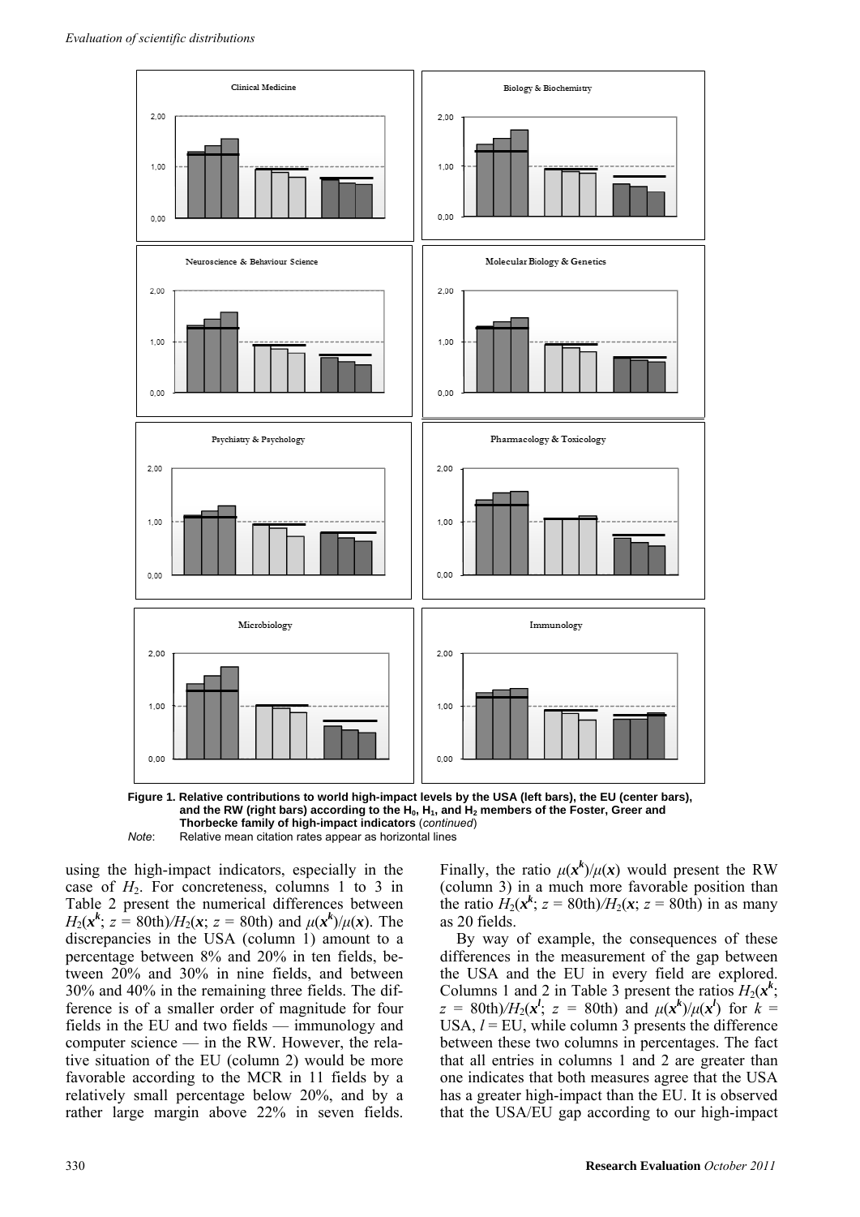**Figure 1. Relative contributions to world high-impact levels by the USA (left bars), the EU (center bars), and the RW (right bars) according to the $H_0$, $H_1$, and $H_2$ members of the Foster, Greer and Thorbecke family of high-impact indicators** (*continued*)

*Note*: Relative mean citation rates appear as horizontal lines

using the high-impact indicators, especially in the case of $H_2$. For concreteness, columns 1 to 3 in Table 2 present the numerical differences between $H_2(\mathbf{x}^k; z = 80\text{th})/H_2(\mathbf{x}; z = 80\text{th})$ and $\mu(\mathbf{x}^k)/\mu(\mathbf{x})$. The discrepancies in the USA (column 1) amount to a percentage between 8% and 20% in ten fields, between 20% and 30% in nine fields, and between 30% and 40% in the remaining three fields. The difference is of a smaller order of magnitude for four fields in the EU and two fields — immunology and computer science — in the RW. However, the relative situation of the EU (column 2) would be more favorable according to the MCR in 11 fields by a relatively small percentage below 20%, and by a rather large margin above 22% in seven fields. Finally, the ratio $\mu(\mathbf{x}^k)/\mu(\mathbf{x})$ would present the RW (column 3) in a much more favorable position than the ratio $H_2(\mathbf{x}^k; z = 80\text{th})/H_2(\mathbf{x}; z = 80\text{th})$ in as many as 20 fields.

By way of example, the consequences of these differences in the measurement of the gap between the USA and the EU in every field are explored. Columns 1 and 2 in Table 3 present the ratios $H_2(\mathbf{x}^k; z = 80\text{th})/H_2(\mathbf{x}^l; z = 80\text{th})$ and $\mu(\mathbf{x}^k)/\mu(\mathbf{x}^l)$ for $k$ = USA, $l$ = EU, while column 3 presents the difference between these two columns in percentages. The fact that all entries in columns 1 and 2 are greater than one indicates that both measures agree that the USA has a greater high-impact than the EU. It is observed that the USA/EU gap according to our high-impact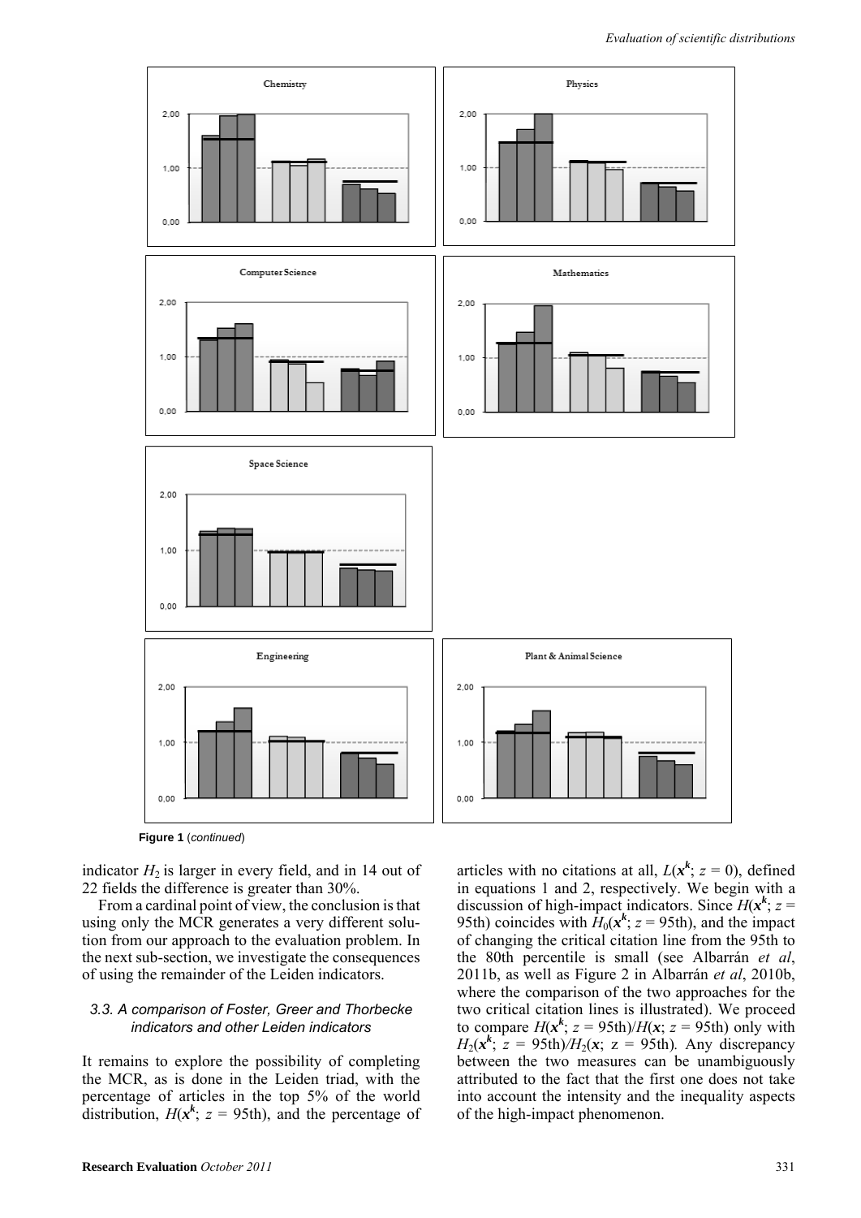Figure 1 (continued)

indicator $H_2$ is larger in every field, and in 14 out of 22 fields the difference is greater than 30%.

From a cardinal point of view, the conclusion is that using only the MCR generates a very different solution from our approach to the evaluation problem. In the next sub-section, we investigate the consequences of using the remainder of the Leiden indicators.

### 3.3. A comparison of Foster, Greer and Thorbecke indicators and other Leiden indicators

It remains to explore the possibility of completing the MCR, as is done in the Leiden triad, with the percentage of articles in the top 5% of the world distribution, $H(\mathbf{x}^k;\ z = 95\text{th})$, and the percentage of articles with no citations at all, $L(\mathbf{x}^k;\ z = 0)$, defined in equations 1 and 2, respectively. We begin with a discussion of high-impact indicators. Since $H(\mathbf{x}^k;\ z = 95\text{th})$ coincides with $H_0(\mathbf{x}^k;\ z = 95\text{th})$, and the impact of changing the critical citation line from the 95th to the 80th percentile is small (see Albarrán *et al*, 2011b, as well as Figure 2 in Albarrán *et al*, 2010b, where the comparison of the two approaches for the two critical citation lines is illustrated). We proceed to compare $H(\mathbf{x}^k;\ z = 95\text{th})/H(\mathbf{x};\ z = 95\text{th})$ only with $H_2(\mathbf{x}^k;\ z = 95\text{th})/H_2(\mathbf{x};\ z = 95\text{th})$. Any discrepancy between the two measures can be unambiguously attributed to the fact that the first one does not take into account the intensity and the inequality aspects of the high-impact phenomenon.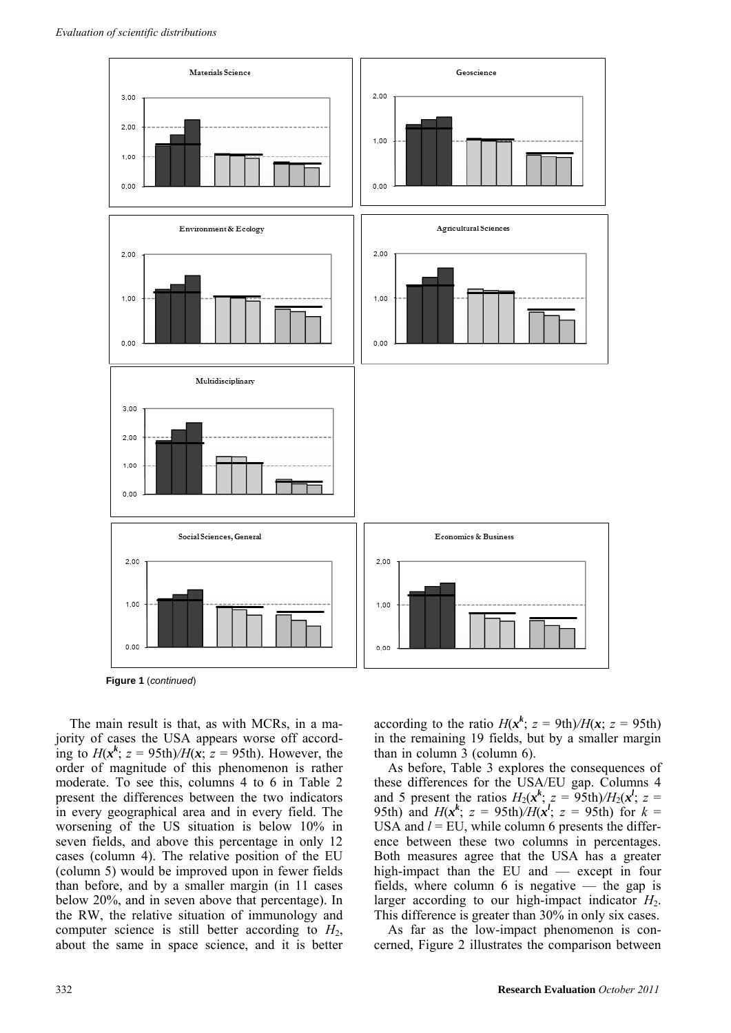Figure 1 (*continued*)

The main result is that, as with MCRs, in a majority of cases the USA appears worse off according to $H(\boldsymbol{x}^k;\ z = 95\text{th})/H(\boldsymbol{x};\ z = 95\text{th})$. However, the order of magnitude of this phenomenon is rather moderate. To see this, columns 4 to 6 in Table 2 present the differences between the two indicators in every geographical area and in every field. The worsening of the US situation is below 10% in seven fields, and above this percentage in only 12 cases (column 4). The relative position of the EU (column 5) would be improved upon in fewer fields than before, and by a smaller margin (in 11 cases below 20%, and in seven above that percentage). In the RW, the relative situation of immunology and computer science is still better according to $H_2$, about the same in space science, and it is better according to the ratio $H(\boldsymbol{x}^k;\ z = 9\text{th})/H(\boldsymbol{x};\ z = 95\text{th})$ in the remaining 19 fields, but by a smaller margin than in column 3 (column 6).

As before, Table 3 explores the consequences of these differences for the USA/EU gap. Columns 4 and 5 present the ratios $H_2(\boldsymbol{x}^k;\ z = 95\text{th})/H_2(\boldsymbol{x}^l;\ z = 95\text{th})$ and $H(\boldsymbol{x}^k;\ z = 95\text{th})/H(\boldsymbol{x}^l;\ z = 95\text{th})$ for $k$ = USA and $l$ = EU, while column 6 presents the difference between these two columns in percentages. Both measures agree that the USA has a greater high-impact than the EU and — except in four fields, where column 6 is negative — the gap is larger according to our high-impact indicator $H_2$. This difference is greater than 30% in only six cases.

As far as the low-impact phenomenon is concerned, Figure 2 illustrates the comparison between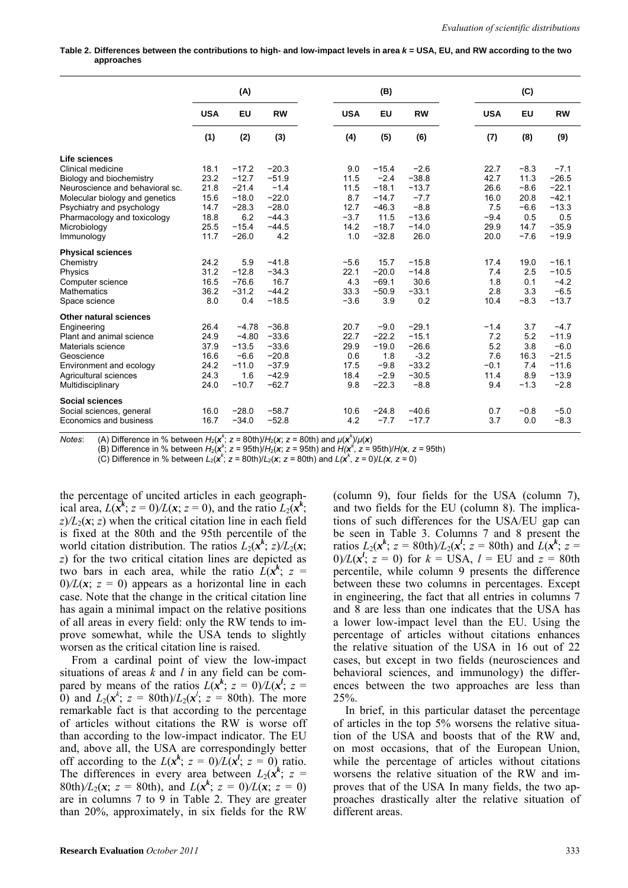**Table 2. Differences between the contributions to high- and low-impact levels in area $k$ = USA, EU, and RW according to the two approaches**

| | (A) | | | (B) | | | (C) | | |
|---|---|---|---|---|---|---|---|---|---|
| | USA | EU | RW | USA | EU | RW | USA | EU | RW |
| | (1) | (2) | (3) | (4) | (5) | (6) | (7) | (8) | (9) |
| **Life sciences** | | | | | | | | | |
| Clinical medicine | 18.1 | −17.2 | −20.3 | 9.0 | −15.4 | −2.6 | 22.7 | −8.3 | −7.1 |
| Biology and biochemistry | 23.2 | −12.7 | −51.9 | 11.5 | −2.4 | −38.8 | 42.7 | 11.3 | −26.5 |
| Neuroscience and behavioral sc. | 21.8 | −21.4 | −1.4 | 11.5 | −18.1 | −13.7 | 26.6 | −8.6 | −22.1 |
| Molecular biology and genetics | 15.6 | −18.0 | −22.0 | 8.7 | −14.7 | −7.7 | 16.0 | 20.8 | −42.1 |
| Psychiatry and psychology | 14.7 | −28.3 | −28.0 | 12.7 | −46.3 | −8.8 | 7.5 | −6.6 | −13.3 |
| Pharmacology and toxicology | 18.8 | 6.2 | −44.3 | −3.7 | 11.5 | −13.6 | −9.4 | 0.5 | 0.5 |
| Microbiology | 25.5 | −15.4 | −44.5 | 14.2 | −18.7 | −14.0 | 29.9 | 14.7 | −35.9 |
| Immunology | 11.7 | −26.0 | 4.2 | 1.0 | −32.8 | 26.0 | 20.0 | −7.6 | −19.9 |
| **Physical sciences** | | | | | | | | | |
| Chemistry | 24.2 | 5.9 | −41.8 | −5.6 | 15.7 | −15.8 | 17.4 | 19.0 | −16.1 |
| Physics | 31.2 | −12.8 | −34.3 | 22.1 | −20.0 | −14.8 | 7.4 | 2.5 | −10.5 |
| Computer science | 16.5 | −76.6 | 16.7 | 4.3 | −69.1 | 30.6 | 1.8 | 0.1 | −4.2 |
| Mathematics | 36.2 | −31.2 | −44.2 | 33.3 | −50.9 | −33.1 | 2.8 | 3.3 | −6.5 |
| Space science | 8.0 | 0.4 | −18.5 | −3.6 | 3.9 | 0.2 | 10.4 | −8.3 | −13.7 |
| **Other natural sciences** | | | | | | | | | |
| Engineering | 26.4 | −4.78 | −36.8 | 20.7 | −9.0 | −29.1 | −1.4 | 3.7 | −4.7 |
| Plant and animal science | 24.9 | −4.80 | −33.6 | 22.7 | −22.2 | −15.1 | 7.2 | 5.2 | −11.9 |
| Materials science | 37.9 | −13.5 | −33.6 | 29.9 | −19.0 | −26.6 | 5.2 | 3.8 | −6.0 |
| Geoscience | 16.6 | −6.6 | −20.8 | 0.6 | 1.8 | −3.2 | 7.6 | 16.3 | −21.5 |
| Environment and ecology | 24.2 | −11.0 | −37.9 | 17.5 | −9.8 | −33.2 | −0.1 | 7.4 | −11.6 |
| Agricultural sciences | 24.3 | 1.6 | −42.9 | 18.4 | −2.9 | −30.5 | 11.4 | 8.9 | −13.9 |
| Multidisciplinary | 24.0 | −10.7 | −62.7 | 9.8 | −22.3 | −8.8 | 9.4 | −1.3 | −2.8 |
| **Social sciences** | | | | | | | | | |
| Social sciences, general | 16.0 | −28.0 | −58.7 | 10.6 | −24.8 | −40.6 | 0.7 | −0.8 | −5.0 |
| Economics and business | 16.7 | −34.0 | −52.8 | 4.2 | −7.7 | −17.7 | 3.7 | 0.0 | −8.3 |

*Notes*: (A) Difference in % between $H_2(\mathbf{x}^k;\ z = 80\text{th})/H_2(\mathbf{x};\ z = 80\text{th})$ and $\mu(\mathbf{x}^k)/\mu(\mathbf{x})$

(B) Difference in % between $H_2(\mathbf{x}^k;\ z = 95\text{th})/H_2(\mathbf{x};\ z = 95\text{th})$ and $H(\mathbf{x}^k,\ z = 95\text{th})/H(\mathbf{x},\ z = 95\text{th})$

(C) Difference in % between $L_2(\mathbf{x}^k;\ z = 80\text{th})/L_2(\mathbf{x};\ z = 80\text{th})$ and $L(\mathbf{x}^k,\ z = 0)/L(\mathbf{x},\ z = 0)$

the percentage of uncited articles in each geographical area, $L(\mathbf{x}^k; z = 0)/L(\mathbf{x}; z = 0)$, and the ratio $L_2(\mathbf{x}^k; z)/L_2(\mathbf{x}; z)$ when the critical citation line in each field is fixed at the 80th and the 95th percentile of the world citation distribution. The ratios $L_2(\mathbf{x}^k; z)/L_2(\mathbf{x}; z)$ for the two critical citation lines are depicted as two bars in each area, while the ratio $L(\mathbf{x}^k; z = 0)/L(\mathbf{x}; z = 0)$ appears as a horizontal line in each case. Note that the change in the critical citation line has again a minimal impact on the relative positions of all areas in every field: only the RW tends to improve somewhat, while the USA tends to slightly worsen as the critical citation line is raised.

From a cardinal point of view the low-impact situations of areas $k$ and $l$ in any field can be compared by means of the ratios $L(\mathbf{x}^k; z = 0)/L(\mathbf{x}^l; z = 0)$ and $L_2(\mathbf{x}^k; z = 80\text{th})/L_2(\mathbf{x}^l; z = 80\text{th})$. The more remarkable fact is that according to the percentage of articles without citations the RW is worse off than according to the low-impact indicator. The EU and, above all, the USA are correspondingly better off according to the $L(\mathbf{x}^k; z = 0)/L(\mathbf{x}^l; z = 0)$ ratio. The differences in every area between $L_2(\mathbf{x}^k; z = 80\text{th})/L_2(\mathbf{x}; z = 80\text{th})$, and $L(\mathbf{x}^k; z = 0)/L(\mathbf{x}; z = 0)$ are in columns 7 to 9 in Table 2. They are greater than 20%, approximately, in six fields for the RW (column 9), four fields for the USA (column 7), and two fields for the EU (column 8). The implications of such differences for the USA/EU gap can be seen in Table 3. Columns 7 and 8 present the ratios $L_2(\mathbf{x}^k; z = 80\text{th})/L_2(\mathbf{x}^l; z = 80\text{th})$ and $L(\mathbf{x}^k; z = 0)/L(\mathbf{x}^l; z = 0)$ for $k$ = USA, $l$ = EU and $z$ = 80th percentile, while column 9 presents the difference between these two columns in percentages. Except in engineering, the fact that all entries in columns 7 and 8 are less than one indicates that the USA has a lower low-impact level than the EU. Using the percentage of articles without citations enhances the relative situation of the USA in 16 out of 22 cases, but except in two fields (neurosciences and behavioral sciences, and immunology) the differences between the two approaches are less than 25%.

In brief, in this particular dataset the percentage of articles in the top 5% worsens the relative situation of the USA and boosts that of the RW and, on most occasions, that of the European Union, while the percentage of articles without citations worsens the relative situation of the RW and improves that of the USA In many fields, the two approaches drastically alter the relative situation of different areas.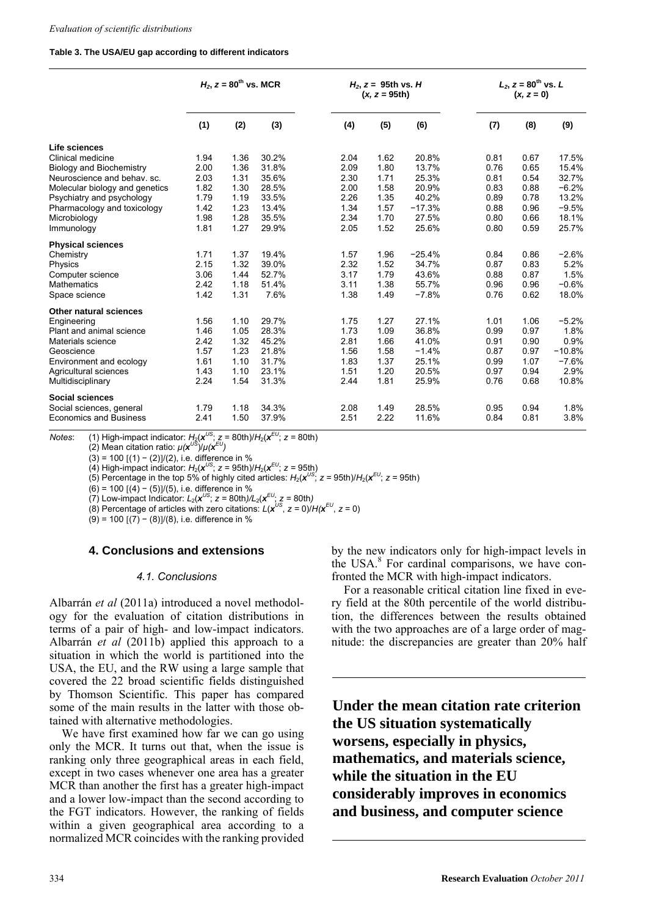**Table 3. The USA/EU gap according to different indicators**

| | $H_2$, $z = 80^{th}$ vs. MCR | | | $H_2$, $z$ = 95th vs. $H$ ($x$, $z$ = 95th) | | | $L_2$, $z = 80^{th}$ vs. $L$ ($x$, $z$ = 0) | | |
|---|---|---|---|---|---|---|---|---|---|
| | (1) | (2) | (3) | (4) | (5) | (6) | (7) | (8) | (9) |
| **Life sciences** | | | | | | | | | |
| Clinical medicine | 1.94 | 1.36 | 30.2% | 2.04 | 1.62 | 20.8% | 0.81 | 0.67 | 17.5% |
| Biology and Biochemistry | 2.00 | 1.36 | 31.8% | 2.09 | 1.80 | 13.7% | 0.76 | 0.65 | 15.4% |
| Neuroscience and behav. sc. | 2.03 | 1.31 | 35.6% | 2.30 | 1.71 | 25.3% | 0.81 | 0.54 | 32.7% |
| Molecular biology and genetics | 1.82 | 1.30 | 28.5% | 2.00 | 1.58 | 20.9% | 0.83 | 0.88 | −6.2% |
| Psychiatry and psychology | 1.79 | 1.19 | 33.5% | 2.26 | 1.35 | 40.2% | 0.89 | 0.78 | 13.2% |
| Pharmacology and toxicology | 1.42 | 1.23 | 13.4% | 1.34 | 1.57 | −17.3% | 0.88 | 0.96 | −9.5% |
| Microbiology | 1.98 | 1.28 | 35.5% | 2.34 | 1.70 | 27.5% | 0.80 | 0.66 | 18.1% |
| Immunology | 1.81 | 1.27 | 29.9% | 2.05 | 1.52 | 25.6% | 0.80 | 0.59 | 25.7% |
| **Physical sciences** | | | | | | | | | |
| Chemistry | 1.71 | 1.37 | 19.4% | 1.57 | 1.96 | −25.4% | 0.84 | 0.86 | −2.6% |
| Physics | 2.15 | 1.32 | 39.0% | 2.32 | 1.52 | 34.7% | 0.87 | 0.83 | 5.2% |
| Computer science | 3.06 | 1.44 | 52.7% | 3.17 | 1.79 | 43.6% | 0.88 | 0.87 | 1.5% |
| Mathematics | 2.42 | 1.18 | 51.4% | 3.11 | 1.38 | 55.7% | 0.96 | 0.96 | −0.6% |
| Space science | 1.42 | 1.31 | 7.6% | 1.38 | 1.49 | −7.8% | 0.76 | 0.62 | 18.0% |
| **Other natural sciences** | | | | | | | | | |
| Engineering | 1.56 | 1.10 | 29.7% | 1.75 | 1.27 | 27.1% | 1.01 | 1.06 | −5.2% |
| Plant and animal science | 1.46 | 1.05 | 28.3% | 1.73 | 1.09 | 36.8% | 0.99 | 0.97 | 1.8% |
| Materials science | 2.42 | 1.32 | 45.2% | 2.81 | 1.66 | 41.0% | 0.91 | 0.90 | 0.9% |
| Geoscience | 1.57 | 1.23 | 21.8% | 1.56 | 1.58 | −1.4% | 0.87 | 0.97 | −10.8% |
| Environment and ecology | 1.61 | 1.10 | 31.7% | 1.83 | 1.37 | 25.1% | 0.99 | 1.07 | −7.6% |
| Agricultural sciences | 1.43 | 1.10 | 23.1% | 1.51 | 1.20 | 20.5% | 0.97 | 0.94 | 2.9% |
| Multidisciplinary | 2.24 | 1.54 | 31.3% | 2.44 | 1.81 | 25.9% | 0.76 | 0.68 | 10.8% |
| **Social sciences** | | | | | | | | | |
| Social sciences, general | 1.79 | 1.18 | 34.3% | 2.08 | 1.49 | 28.5% | 0.95 | 0.94 | 1.8% |
| Economics and Business | 2.41 | 1.50 | 37.9% | 2.51 | 2.22 | 11.6% | 0.84 | 0.81 | 3.8% |

*Notes*: (1) High-impact indicator: $H_2(x^{US}; z = 80\text{th})/H_2(x^{EU}; z = 80\text{th})$
(2) Mean citation ratio: $\mu(x^{US})/\mu(x^{EU})$
(3) = 100 [(1) − (2)]/(2), i.e. difference in %
(4) High-impact indicator: $H_2(x^{US}; z = 95\text{th})/H_2(x^{EU}; z = 95\text{th})$
(5) Percentage in the top 5% of highly cited articles: $H_2(x^{US}; z = 95\text{th})/H_2(x^{EU}; z = 95\text{th})$
(6) = 100 [(4) − (5)]/(5), i.e. difference in %
(7) Low-impact Indicator: $L_2(x^{US}; z = 80\text{th})/L_2(x^{EU}; z = 80\text{th})$
(8) Percentage of articles with zero citations: $L(x^{US}, z = 0)/H(x^{EU}, z = 0)$
(9) = 100 [(7) − (8)]/(8), i.e. difference in %

## 4. Conclusions and extensions

### 4.1. Conclusions

Albarrán *et al* (2011a) introduced a novel methodology for the evaluation of citation distributions in terms of a pair of high- and low-impact indicators. Albarrán *et al* (2011b) applied this approach to a situation in which the world is partitioned into the USA, the EU, and the RW using a large sample that covered the 22 broad scientific fields distinguished by Thomson Scientific. This paper has compared some of the main results in the latter with those obtained with alternative methodologies.

We have first examined how far we can go using only the MCR. It turns out that, when the issue is ranking only three geographical areas in each field, except in two cases whenever one area has a greater MCR than another the first has a greater high-impact and a lower low-impact than the second according to the FGT indicators. However, the ranking of fields within a given geographical area according to a normalized MCR coincides with the ranking provided by the new indicators only for high-impact levels in the USA.[8] For cardinal comparisons, we have confronted the MCR with high-impact indicators.

For a reasonable critical citation line fixed in every field at the 80th percentile of the world distribution, the differences between the results obtained with the two approaches are of a large order of magnitude: the discrepancies are greater than 20% half

**Under the mean citation rate criterion the US situation systematically worsens, especially in physics, mathematics, and materials science, while the situation in the EU considerably improves in economics and business, and computer science**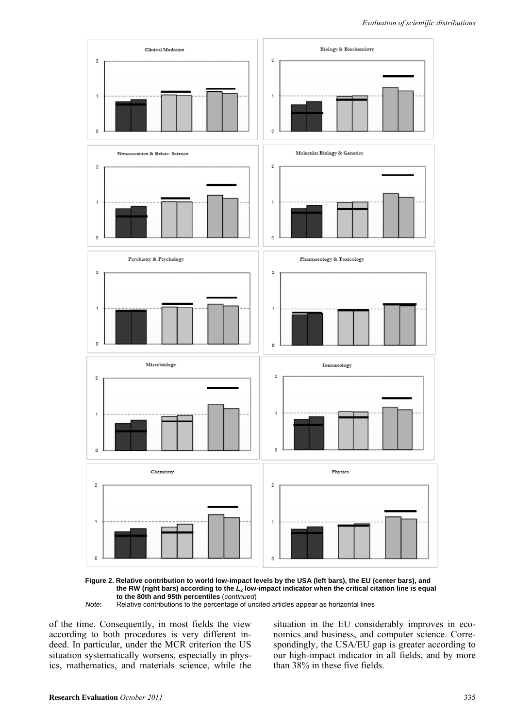**Figure 2. Relative contribution to world low-impact levels by the USA (left bars), the EU (center bars), and the RW (right bars) according to the $L_2$ low-impact indicator when the critical citation line is equal to the 80th and 95th percentiles** (*continued*)

*Note*: Relative contributions to the percentage of uncited articles appear as horizontal lines

of the time. Consequently, in most fields the view according to both procedures is very different indeed. In particular, under the MCR criterion the US situation systematically worsens, especially in physics, mathematics, and materials science, while the situation in the EU considerably improves in economics and business, and computer science. Correspondingly, the USA/EU gap is greater according to our high-impact indicator in all fields, and by more than 38% in these five fields.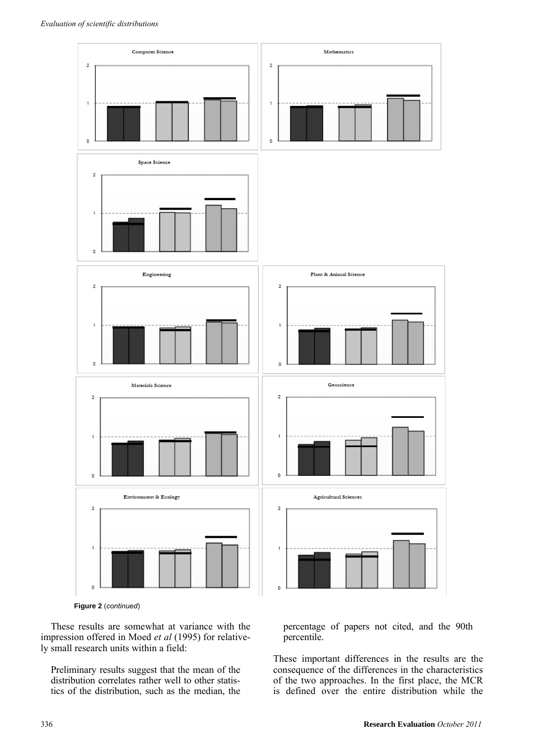**Figure 2** (*continued*)

These results are somewhat at variance with the impression offered in Moed *et al* (1995) for relatively small research units within a field:

> Preliminary results suggest that the mean of the distribution correlates rather well to other statistics of the distribution, such as the median, the percentage of papers not cited, and the 90th percentile.

These important differences in the results are the consequence of the differences in the characteristics of the two approaches. In the first place, the MCR is defined over the entire distribution while the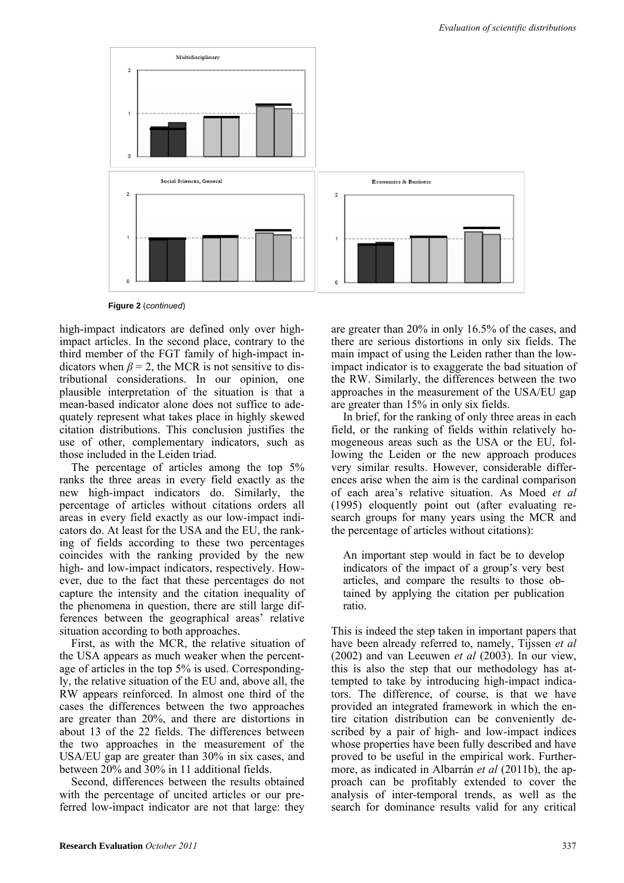**Figure 2** (*continued*)

high-impact indicators are defined only over high-impact articles. In the second place, contrary to the third member of the FGT family of high-impact indicators when $\beta = 2$, the MCR is not sensitive to distributional considerations. In our opinion, one plausible interpretation of the situation is that a mean-based indicator alone does not suffice to adequately represent what takes place in highly skewed citation distributions. This conclusion justifies the use of other, complementary indicators, such as those included in the Leiden triad.

The percentage of articles among the top 5% ranks the three areas in every field exactly as the new high-impact indicators do. Similarly, the percentage of articles without citations orders all areas in every field exactly as our low-impact indicators do. At least for the USA and the EU, the ranking of fields according to these two percentages coincides with the ranking provided by the new high- and low-impact indicators, respectively. However, due to the fact that these percentages do not capture the intensity and the citation inequality of the phenomena in question, there are still large differences between the geographical areas' relative situation according to both approaches.

First, as with the MCR, the relative situation of the USA appears as much weaker when the percentage of articles in the top 5% is used. Correspondingly, the relative situation of the EU and, above all, the RW appears reinforced. In almost one third of the cases the differences between the two approaches are greater than 20%, and there are distortions in about 13 of the 22 fields. The differences between the two approaches in the measurement of the USA/EU gap are greater than 30% in six cases, and between 20% and 30% in 11 additional fields.

Second, differences between the results obtained with the percentage of uncited articles or our preferred low-impact indicator are not that large: they are greater than 20% in only 16.5% of the cases, and there are serious distortions in only six fields. The main impact of using the Leiden rather than the low-impact indicator is to exaggerate the bad situation of the RW. Similarly, the differences between the two approaches in the measurement of the USA/EU gap are greater than 15% in only six fields.

In brief, for the ranking of only three areas in each field, or the ranking of fields within relatively homogeneous areas such as the USA or the EU, following the Leiden or the new approach produces very similar results. However, considerable differences arise when the aim is the cardinal comparison of each area's relative situation. As Moed *et al* (1995) eloquently point out (after evaluating research groups for many years using the MCR and the percentage of articles without citations):

> An important step would in fact be to develop indicators of the impact of a group's very best articles, and compare the results to those obtained by applying the citation per publication ratio.

This is indeed the step taken in important papers that have been already referred to, namely, Tijssen *et al* (2002) and van Leeuwen *et al* (2003). In our view, this is also the step that our methodology has attempted to take by introducing high-impact indicators. The difference, of course, is that we have provided an integrated framework in which the entire citation distribution can be conveniently described by a pair of high- and low-impact indices whose properties have been fully described and have proved to be useful in the empirical work. Furthermore, as indicated in Albarrán *et al* (2011b), the approach can be profitably extended to cover the analysis of inter-temporal trends, as well as the search for dominance results valid for any critical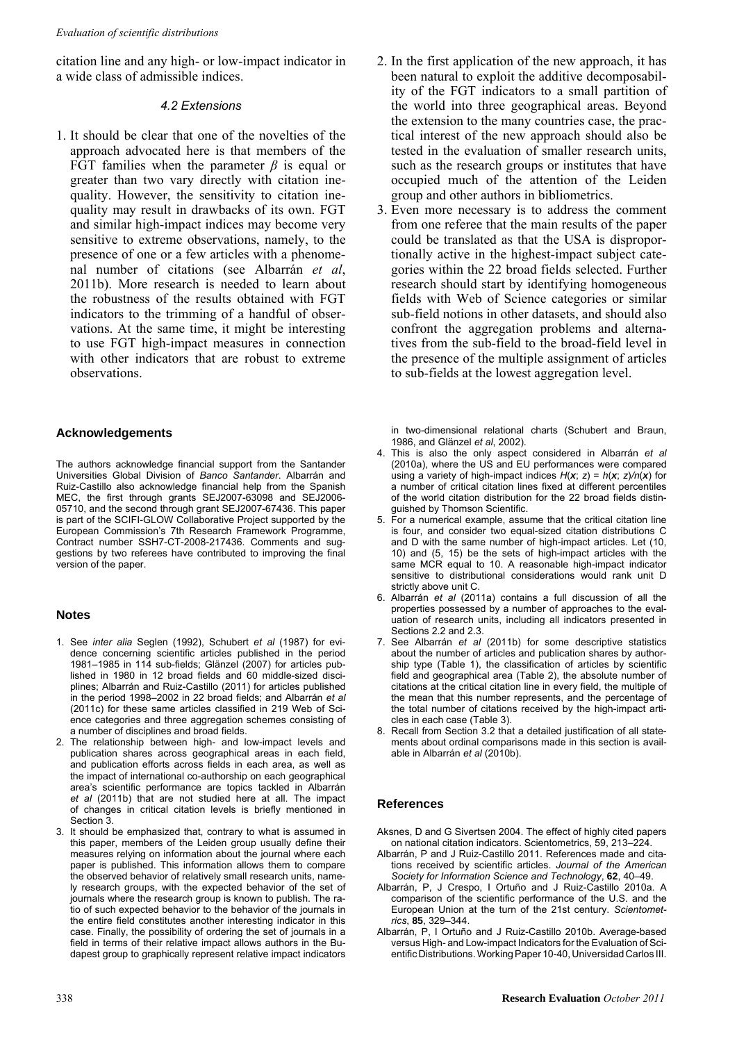citation line and any high- or low-impact indicator in a wide class of admissible indices.

### 4.2 Extensions

1. It should be clear that one of the novelties of the approach advocated here is that members of the FGT families when the parameter $\beta$ is equal or greater than two vary directly with citation inequality. However, the sensitivity to citation inequality may result in drawbacks of its own. FGT and similar high-impact indices may become very sensitive to extreme observations, namely, to the presence of one or a few articles with a phenomenal number of citations (see Albarrán *et al*, 2011b). More research is needed to learn about the robustness of the results obtained with FGT indicators to the trimming of a handful of observations. At the same time, it might be interesting to use FGT high-impact measures in connection with other indicators that are robust to extreme observations.
2. In the first application of the new approach, it has been natural to exploit the additive decomposability of the FGT indicators to a small partition of the world into three geographical areas. Beyond the extension to the many countries case, the practical interest of the new approach should also be tested in the evaluation of smaller research units, such as the research groups or institutes that have occupied much of the attention of the Leiden group and other authors in bibliometrics.
3. Even more necessary is to address the comment from one referee that the main results of the paper could be translated as that the USA is disproportionally active in the highest-impact subject categories within the 22 broad fields selected. Further research should start by identifying homogeneous fields with Web of Science categories or similar sub-field notions in other datasets, and should also confront the aggregation problems and alternatives from the sub-field to the broad-field level in the presence of the multiple assignment of articles to sub-fields at the lowest aggregation level.

### Acknowledgements

The authors acknowledge financial support from the Santander Universities Global Division of *Banco Santander*. Albarrán and Ruiz-Castillo also acknowledge financial help from the Spanish MEC, the first through grants SEJ2007-63098 and SEJ2006-05710, and the second through grant SEJ2007-67436. This paper is part of the SCIFI-GLOW Collaborative Project supported by the European Commission's 7th Research Framework Programme, Contract number SSH7-CT-2008-217436. Comments and suggestions by two referees have contributed to improving the final version of the paper.

### Notes

1. See *inter alia* Seglen (1992), Schubert *et al* (1987) for evidence concerning scientific articles published in the period 1981–1985 in 114 sub-fields; Glänzel (2007) for articles published in 1980 in 12 broad fields and 60 middle-sized disciplines; Albarrán and Ruiz-Castillo (2011) for articles published in the period 1998–2002 in 22 broad fields; and Albarrán *et al* (2011c) for these same articles classified in 219 Web of Science categories and three aggregation schemes consisting of a number of disciplines and broad fields.
2. The relationship between high- and low-impact levels and publication shares across geographical areas in each field, and publication efforts across fields in each area, as well as the impact of international co-authorship on each geographical area's scientific performance are topics tackled in Albarrán *et al* (2011b) that are not studied here at all. The impact of changes in critical citation levels is briefly mentioned in Section 3.
3. It should be emphasized that, contrary to what is assumed in this paper, members of the Leiden group usually define their measures relying on information about the journal where each paper is published. This information allows them to compare the observed behavior of relatively small research units, namely research groups, with the expected behavior of the set of journals where the research group is known to publish. The ratio of such expected behavior to the behavior of the journals in the entire field constitutes another interesting indicator in this case. Finally, the possibility of ordering the set of journals in a field in terms of their relative impact allows authors in the Budapest group to graphically represent relative impact indicators in two-dimensional relational charts (Schubert and Braun, 1986, and Glänzel *et al*, 2002).
4. This is also the only aspect considered in Albarrán *et al* (2010a), where the US and EU performances were compared using a variety of high-impact indices $H(\boldsymbol{x}; z) = h(\boldsymbol{x}; z)/n(\boldsymbol{x})$ for a number of critical citation lines fixed at different percentiles of the world citation distribution for the 22 broad fields distinguished by Thomson Scientific.
5. For a numerical example, assume that the critical citation line is four, and consider two equal-sized citation distributions C and D with the same number of high-impact articles. Let (10, 10) and (5, 15) be the sets of high-impact articles with the same MCR equal to 10. A reasonable high-impact indicator sensitive to distributional considerations would rank unit D strictly above unit C.
6. Albarrán *et al* (2011a) contains a full discussion of all the properties possessed by a number of approaches to the evaluation of research units, including all indicators presented in Sections 2.2 and 2.3.
7. See Albarrán *et al* (2011b) for some descriptive statistics about the number of articles and publication shares by authorship type (Table 1), the classification of articles by scientific field and geographical area (Table 2), the absolute number of citations at the critical citation line in every field, the multiple of the mean that this number represents, and the percentage of the total number of citations received by the high-impact articles in each case (Table 3).
8. Recall from Section 3.2 that a detailed justification of all statements about ordinal comparisons made in this section is available in Albarrán *et al* (2010b).

### References

Aksnes, D and G Sivertsen 2004. The effect of highly cited papers on national citation indicators. Scientometrics, 59, 213–224.

Albarrán, P and J Ruiz-Castillo 2011. References made and citations received by scientific articles. *Journal of the American Society for Information Science and Technology*, **62**, 40–49.

Albarrán, P, J Crespo, I Ortuño and J Ruiz-Castillo 2010a. A comparison of the scientific performance of the U.S. and the European Union at the turn of the 21st century. *Scientometrics*, **85**, 329–344.

Albarrán, P, I Ortuño and J Ruiz-Castillo 2010b. Average-based versus High- and Low-impact Indicators for the Evaluation of Scientific Distributions. Working Paper 10-40, Universidad Carlos III.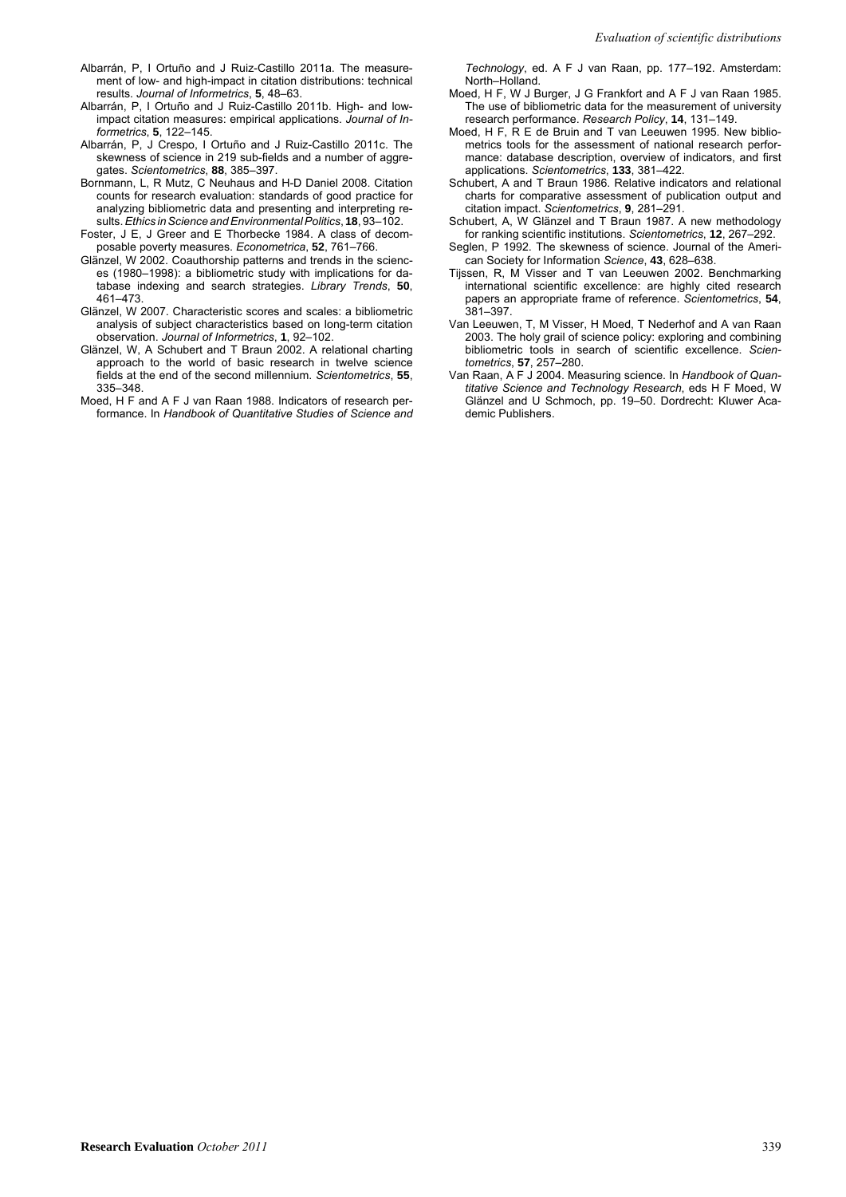Albarrán, P, I Ortuño and J Ruiz-Castillo 2011a. The measurement of low- and high-impact in citation distributions: technical results. *Journal of Informetrics*, **5**, 48–63.

Albarrán, P, I Ortuño and J Ruiz-Castillo 2011b. High- and low-impact citation measures: empirical applications. *Journal of Informetrics*, **5**, 122–145.

Albarrán, P, J Crespo, I Ortuño and J Ruiz-Castillo 2011c. The skewness of science in 219 sub-fields and a number of aggregates. *Scientometrics*, **88**, 385–397.

Bornmann, L, R Mutz, C Neuhaus and H-D Daniel 2008. Citation counts for research evaluation: standards of good practice for analyzing bibliometric data and presenting and interpreting results. *Ethics in Science and Environmental Politics*, **18**, 93–102.

Foster, J E, J Greer and E Thorbecke 1984. A class of decomposable poverty measures. *Econometrica*, **52**, 761–766.

Glänzel, W 2002. Coauthorship patterns and trends in the sciences (1980–1998): a bibliometric study with implications for database indexing and search strategies. *Library Trends*, **50**, 461–473.

Glänzel, W 2007. Characteristic scores and scales: a bibliometric analysis of subject characteristics based on long-term citation observation. *Journal of Informetrics*, **1**, 92–102.

Glänzel, W, A Schubert and T Braun 2002. A relational charting approach to the world of basic research in twelve science fields at the end of the second millennium. *Scientometrics*, **55**, 335–348.

Moed, H F and A F J van Raan 1988. Indicators of research performance. In *Handbook of Quantitative Studies of Science and Technology*, ed. A F J van Raan, pp. 177–192. Amsterdam: North–Holland.

Moed, H F, W J Burger, J G Frankfort and A F J van Raan 1985. The use of bibliometric data for the measurement of university research performance. *Research Policy*, **14**, 131–149.

Moed, H F, R E de Bruin and T van Leeuwen 1995. New bibliometrics tools for the assessment of national research performance: database description, overview of indicators, and first applications. *Scientometrics*, **133**, 381–422.

Schubert, A and T Braun 1986. Relative indicators and relational charts for comparative assessment of publication output and citation impact. *Scientometrics*, **9**, 281–291.

Schubert, A, W Glänzel and T Braun 1987. A new methodology for ranking scientific institutions. *Scientometrics*, **12**, 267–292.

Seglen, P 1992. The skewness of science. Journal of the American Society for Information *Science*, **43**, 628–638.

Tijssen, R, M Visser and T van Leeuwen 2002. Benchmarking international scientific excellence: are highly cited research papers an appropriate frame of reference. *Scientometrics*, **54**, 381–397.

Van Leeuwen, T, M Visser, H Moed, T Nederhof and A van Raan 2003. The holy grail of science policy: exploring and combining bibliometric tools in search of scientific excellence. *Scientometrics*, **57**, 257–280.

Van Raan, A F J 2004. Measuring science. In *Handbook of Quantitative Science and Technology Research*, eds H F Moed, W Glänzel and U Schmoch, pp. 19–50. Dordrecht: Kluwer Academic Publishers.